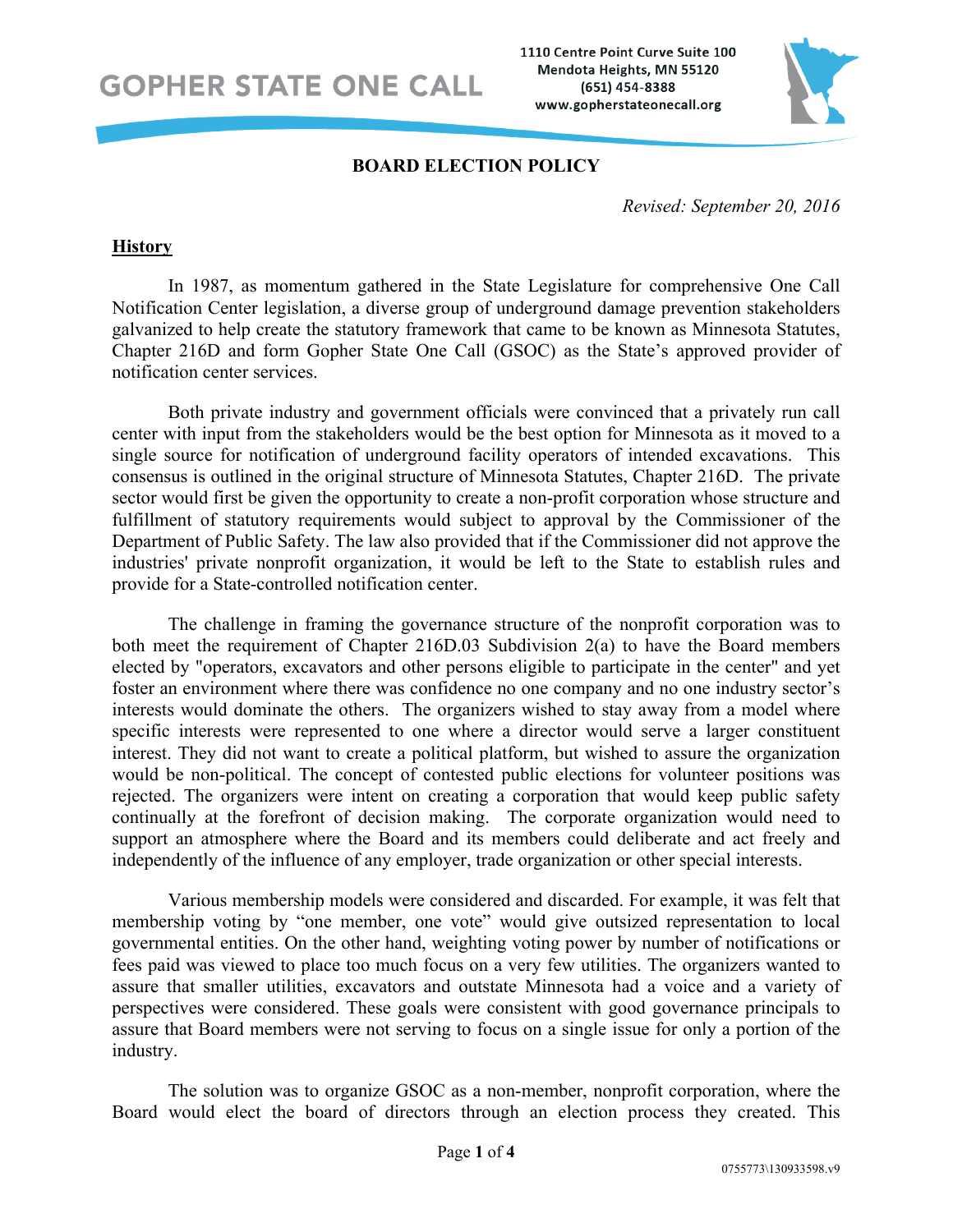GOPHER STATE ONE CALL

1110 Centre Point Curve Suite 100
Mendota Heights, MN 55120
(651) 454-8388
www.gopherstateonecall.org

# BOARD ELECTION POLICY

*Revised: September 20, 2016*

## History

In 1987, as momentum gathered in the State Legislature for comprehensive One Call Notification Center legislation, a diverse group of underground damage prevention stakeholders galvanized to help create the statutory framework that came to be known as Minnesota Statutes, Chapter 216D and form Gopher State One Call (GSOC) as the State's approved provider of notification center services.

Both private industry and government officials were convinced that a privately run call center with input from the stakeholders would be the best option for Minnesota as it moved to a single source for notification of underground facility operators of intended excavations. This consensus is outlined in the original structure of Minnesota Statutes, Chapter 216D. The private sector would first be given the opportunity to create a non-profit corporation whose structure and fulfillment of statutory requirements would subject to approval by the Commissioner of the Department of Public Safety. The law also provided that if the Commissioner did not approve the industries' private nonprofit organization, it would be left to the State to establish rules and provide for a State-controlled notification center.

The challenge in framing the governance structure of the nonprofit corporation was to both meet the requirement of Chapter 216D.03 Subdivision 2(a) to have the Board members elected by "operators, excavators and other persons eligible to participate in the center" and yet foster an environment where there was confidence no one company and no one industry sector's interests would dominate the others. The organizers wished to stay away from a model where specific interests were represented to one where a director would serve a larger constituent interest. They did not want to create a political platform, but wished to assure the organization would be non-political. The concept of contested public elections for volunteer positions was rejected. The organizers were intent on creating a corporation that would keep public safety continually at the forefront of decision making. The corporate organization would need to support an atmosphere where the Board and its members could deliberate and act freely and independently of the influence of any employer, trade organization or other special interests.

Various membership models were considered and discarded. For example, it was felt that membership voting by "one member, one vote" would give outsized representation to local governmental entities. On the other hand, weighting voting power by number of notifications or fees paid was viewed to place too much focus on a very few utilities. The organizers wanted to assure that smaller utilities, excavators and outstate Minnesota had a voice and a variety of perspectives were considered. These goals were consistent with good governance principals to assure that Board members were not serving to focus on a single issue for only a portion of the industry.

The solution was to organize GSOC as a non-member, nonprofit corporation, where the Board would elect the board of directors through an election process they created. This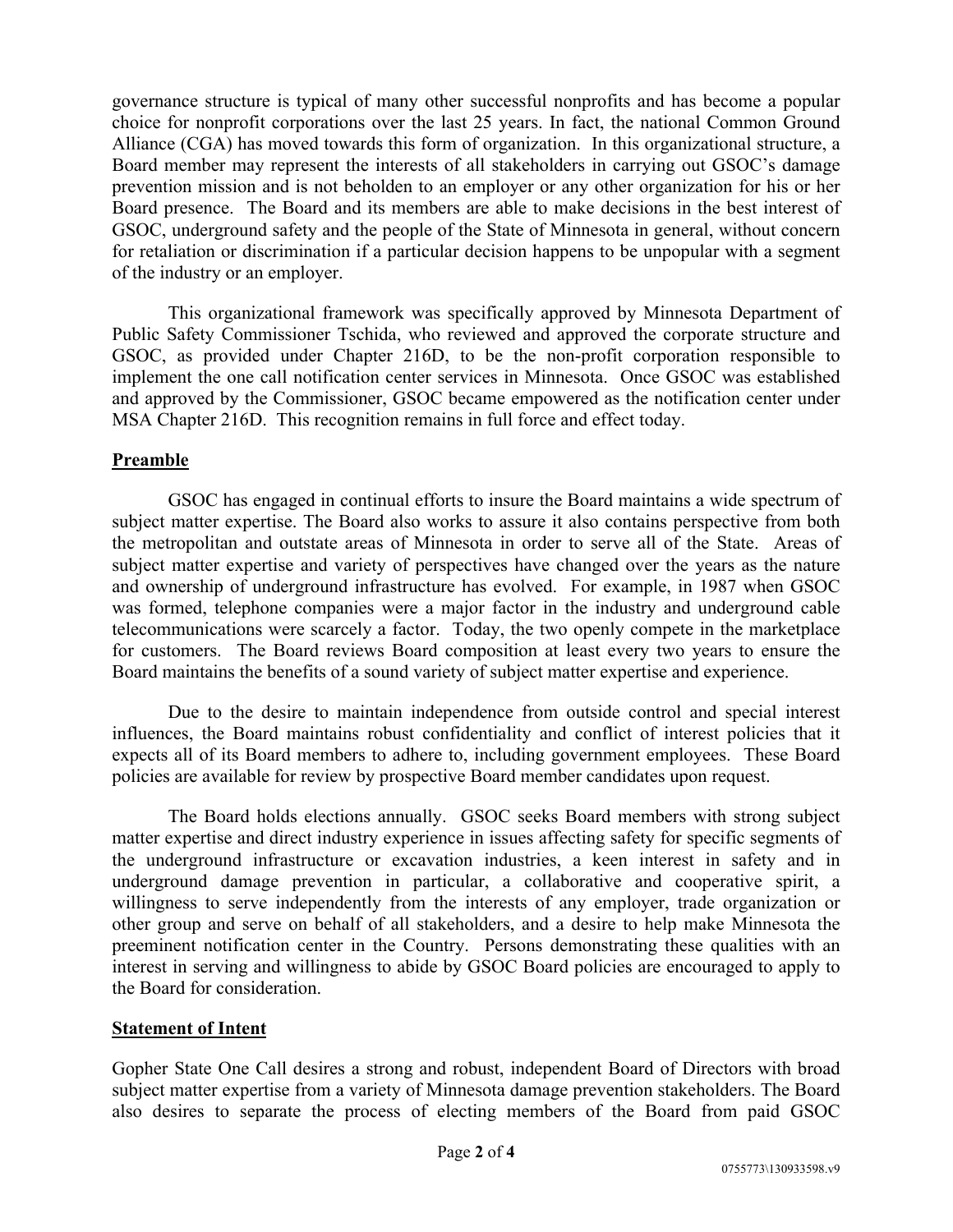governance structure is typical of many other successful nonprofits and has become a popular choice for nonprofit corporations over the last 25 years. In fact, the national Common Ground Alliance (CGA) has moved towards this form of organization. In this organizational structure, a Board member may represent the interests of all stakeholders in carrying out GSOC's damage prevention mission and is not beholden to an employer or any other organization for his or her Board presence. The Board and its members are able to make decisions in the best interest of GSOC, underground safety and the people of the State of Minnesota in general, without concern for retaliation or discrimination if a particular decision happens to be unpopular with a segment of the industry or an employer.

This organizational framework was specifically approved by Minnesota Department of Public Safety Commissioner Tschida, who reviewed and approved the corporate structure and GSOC, as provided under Chapter 216D, to be the non-profit corporation responsible to implement the one call notification center services in Minnesota. Once GSOC was established and approved by the Commissioner, GSOC became empowered as the notification center under MSA Chapter 216D. This recognition remains in full force and effect today.

## Preamble

GSOC has engaged in continual efforts to insure the Board maintains a wide spectrum of subject matter expertise. The Board also works to assure it also contains perspective from both the metropolitan and outstate areas of Minnesota in order to serve all of the State. Areas of subject matter expertise and variety of perspectives have changed over the years as the nature and ownership of underground infrastructure has evolved. For example, in 1987 when GSOC was formed, telephone companies were a major factor in the industry and underground cable telecommunications were scarcely a factor. Today, the two openly compete in the marketplace for customers. The Board reviews Board composition at least every two years to ensure the Board maintains the benefits of a sound variety of subject matter expertise and experience.

Due to the desire to maintain independence from outside control and special interest influences, the Board maintains robust confidentiality and conflict of interest policies that it expects all of its Board members to adhere to, including government employees. These Board policies are available for review by prospective Board member candidates upon request.

The Board holds elections annually. GSOC seeks Board members with strong subject matter expertise and direct industry experience in issues affecting safety for specific segments of the underground infrastructure or excavation industries, a keen interest in safety and in underground damage prevention in particular, a collaborative and cooperative spirit, a willingness to serve independently from the interests of any employer, trade organization or other group and serve on behalf of all stakeholders, and a desire to help make Minnesota the preeminent notification center in the Country. Persons demonstrating these qualities with an interest in serving and willingness to abide by GSOC Board policies are encouraged to apply to the Board for consideration.

## Statement of Intent

Gopher State One Call desires a strong and robust, independent Board of Directors with broad subject matter expertise from a variety of Minnesota damage prevention stakeholders. The Board also desires to separate the process of electing members of the Board from paid GSOC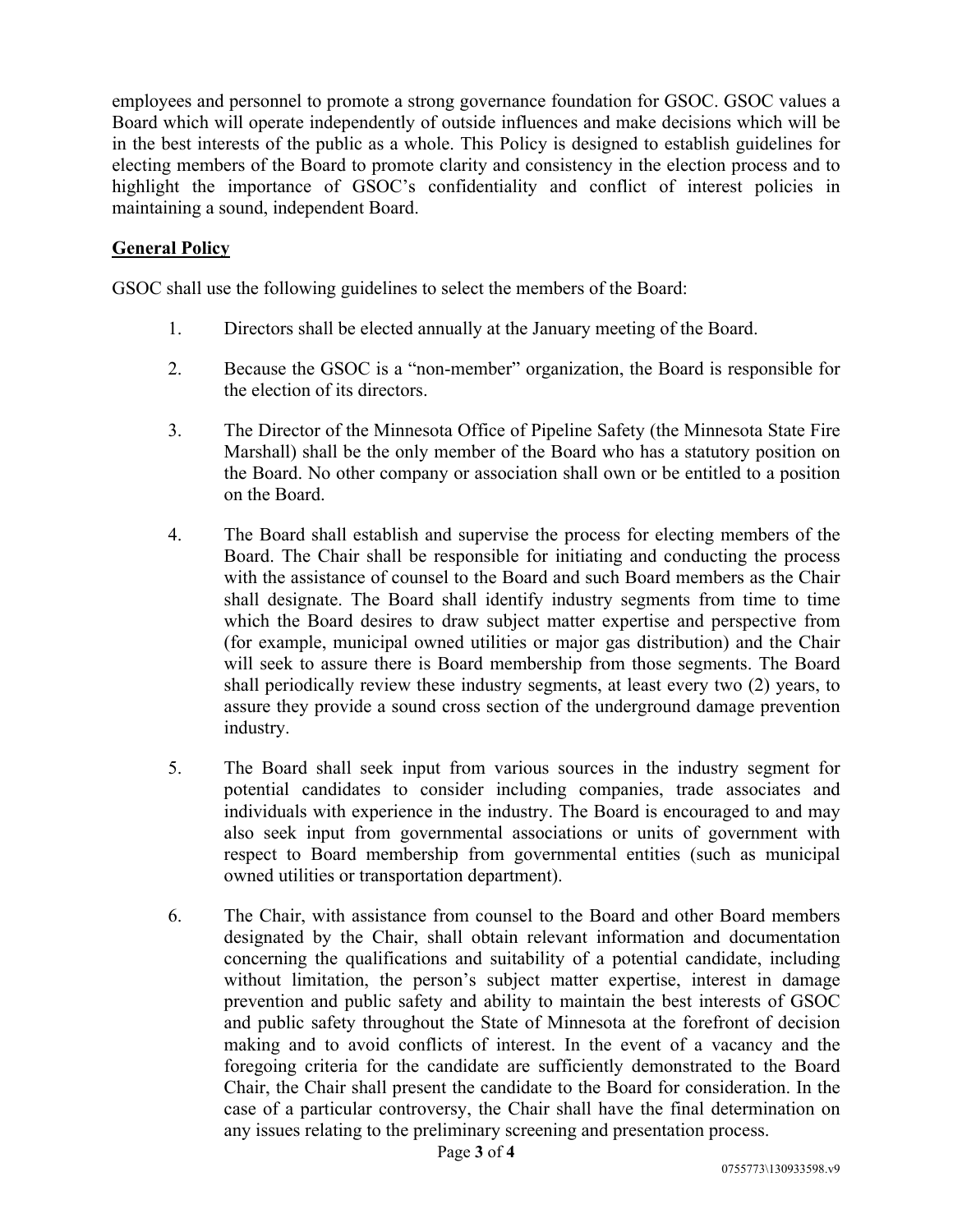employees and personnel to promote a strong governance foundation for GSOC. GSOC values a Board which will operate independently of outside influences and make decisions which will be in the best interests of the public as a whole. This Policy is designed to establish guidelines for electing members of the Board to promote clarity and consistency in the election process and to highlight the importance of GSOC's confidentiality and conflict of interest policies in maintaining a sound, independent Board.

## General Policy

GSOC shall use the following guidelines to select the members of the Board:

1. Directors shall be elected annually at the January meeting of the Board.

2. Because the GSOC is a "non-member" organization, the Board is responsible for the election of its directors.

3. The Director of the Minnesota Office of Pipeline Safety (the Minnesota State Fire Marshall) shall be the only member of the Board who has a statutory position on the Board. No other company or association shall own or be entitled to a position on the Board.

4. The Board shall establish and supervise the process for electing members of the Board. The Chair shall be responsible for initiating and conducting the process with the assistance of counsel to the Board and such Board members as the Chair shall designate. The Board shall identify industry segments from time to time which the Board desires to draw subject matter expertise and perspective from (for example, municipal owned utilities or major gas distribution) and the Chair will seek to assure there is Board membership from those segments. The Board shall periodically review these industry segments, at least every two (2) years, to assure they provide a sound cross section of the underground damage prevention industry.

5. The Board shall seek input from various sources in the industry segment for potential candidates to consider including companies, trade associates and individuals with experience in the industry. The Board is encouraged to and may also seek input from governmental associations or units of government with respect to Board membership from governmental entities (such as municipal owned utilities or transportation department).

6. The Chair, with assistance from counsel to the Board and other Board members designated by the Chair, shall obtain relevant information and documentation concerning the qualifications and suitability of a potential candidate, including without limitation, the person's subject matter expertise, interest in damage prevention and public safety and ability to maintain the best interests of GSOC and public safety throughout the State of Minnesota at the forefront of decision making and to avoid conflicts of interest. In the event of a vacancy and the foregoing criteria for the candidate are sufficiently demonstrated to the Board Chair, the Chair shall present the candidate to the Board for consideration. In the case of a particular controversy, the Chair shall have the final determination on any issues relating to the preliminary screening and presentation process.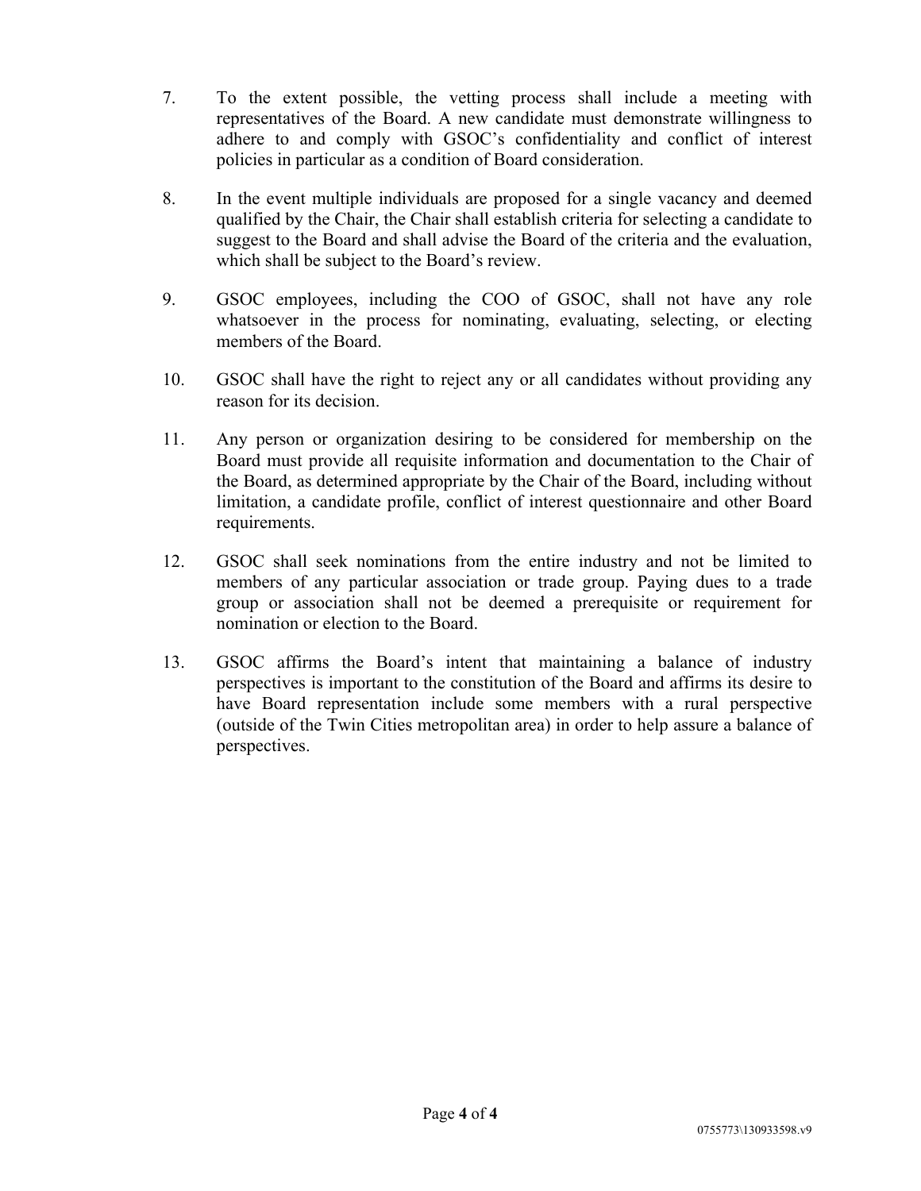7. To the extent possible, the vetting process shall include a meeting with representatives of the Board. A new candidate must demonstrate willingness to adhere to and comply with GSOC's confidentiality and conflict of interest policies in particular as a condition of Board consideration.

8. In the event multiple individuals are proposed for a single vacancy and deemed qualified by the Chair, the Chair shall establish criteria for selecting a candidate to suggest to the Board and shall advise the Board of the criteria and the evaluation, which shall be subject to the Board's review.

9. GSOC employees, including the COO of GSOC, shall not have any role whatsoever in the process for nominating, evaluating, selecting, or electing members of the Board.

10. GSOC shall have the right to reject any or all candidates without providing any reason for its decision.

11. Any person or organization desiring to be considered for membership on the Board must provide all requisite information and documentation to the Chair of the Board, as determined appropriate by the Chair of the Board, including without limitation, a candidate profile, conflict of interest questionnaire and other Board requirements.

12. GSOC shall seek nominations from the entire industry and not be limited to members of any particular association or trade group. Paying dues to a trade group or association shall not be deemed a prerequisite or requirement for nomination or election to the Board.

13. GSOC affirms the Board's intent that maintaining a balance of industry perspectives is important to the constitution of the Board and affirms its desire to have Board representation include some members with a rural perspective (outside of the Twin Cities metropolitan area) in order to help assure a balance of perspectives.

0755773\130933598.v9